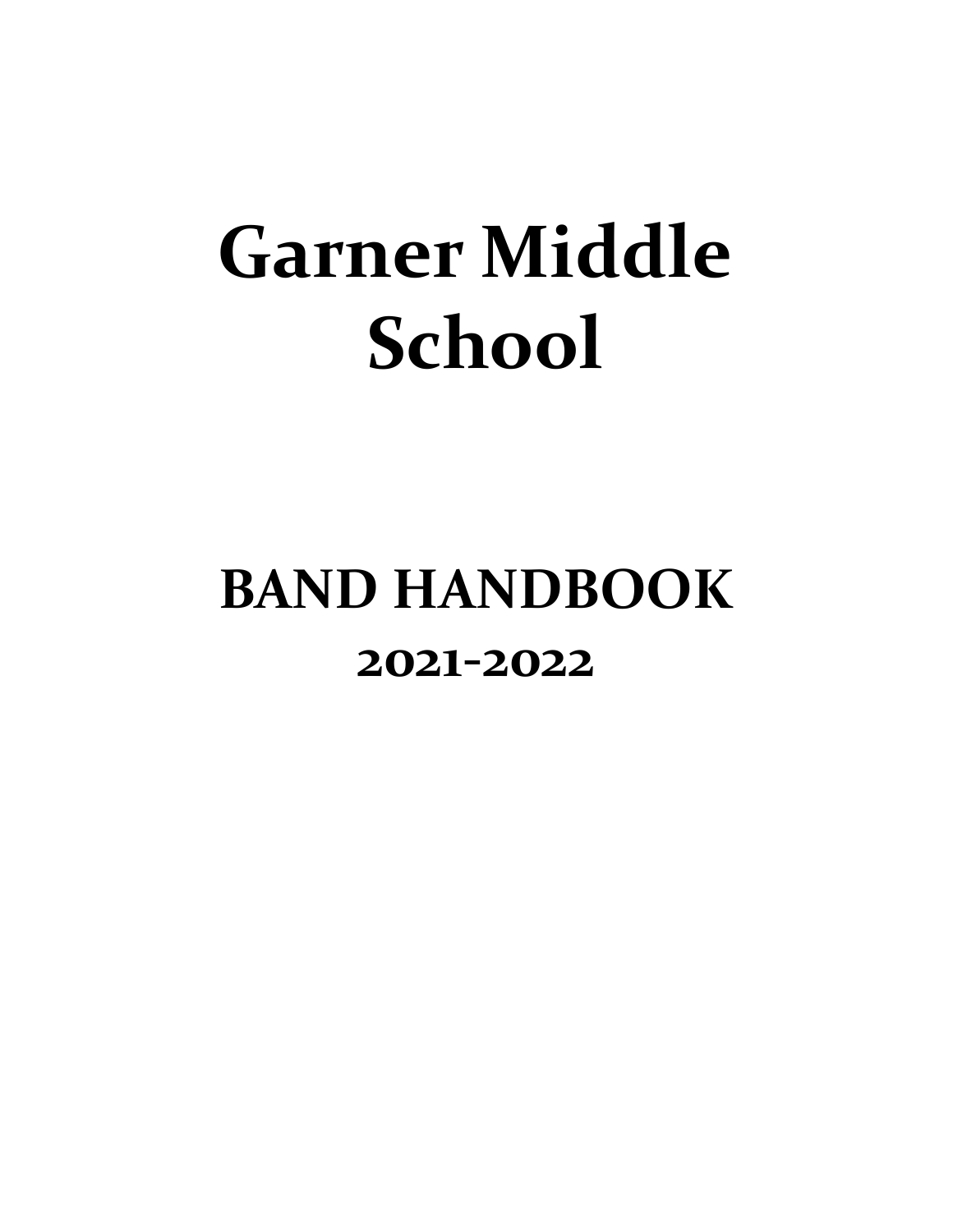# Garner Middle School

## BAND HANDBOOK

### 2021-2022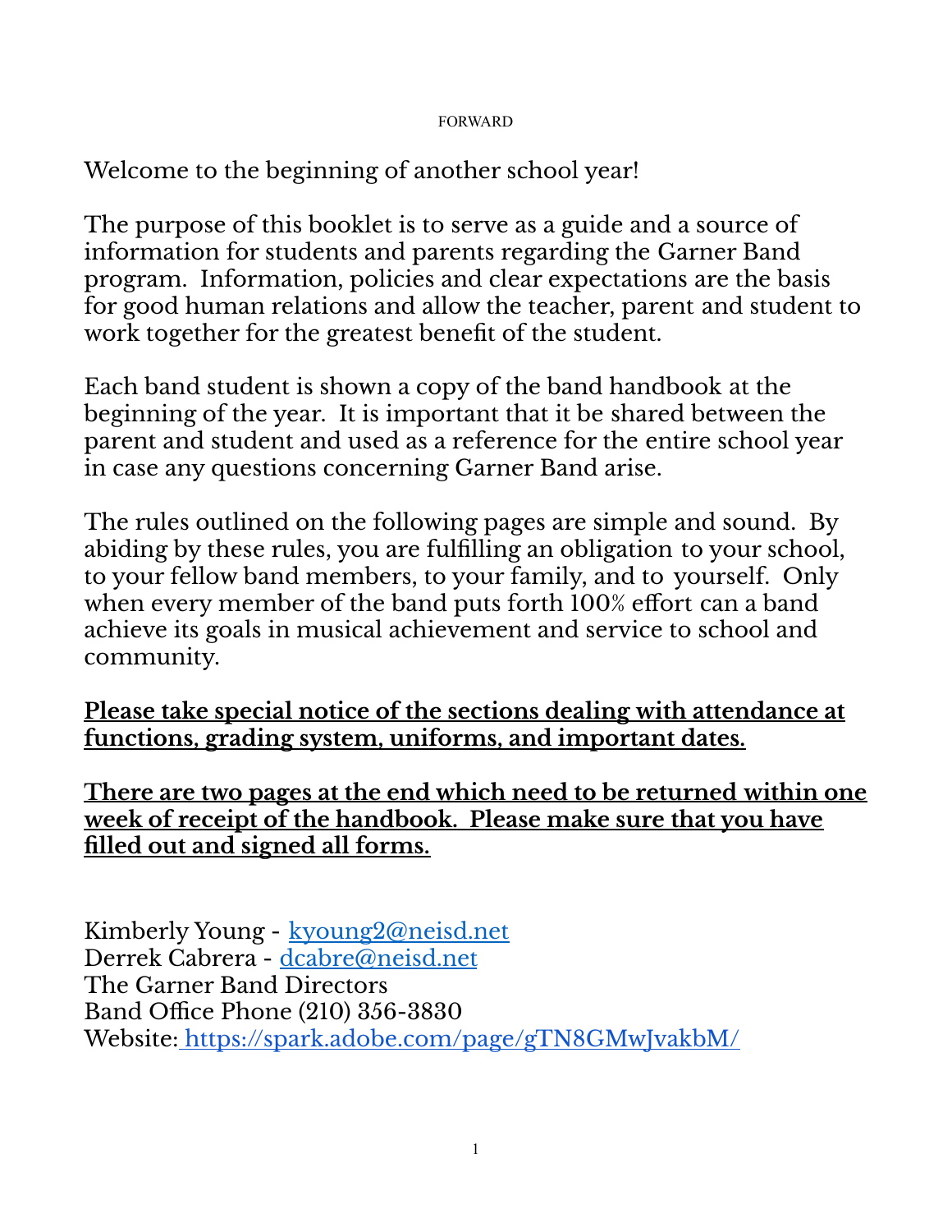# FORWARD

Welcome to the beginning of another school year!

The purpose of this booklet is to serve as a guide and a source of information for students and parents regarding the Garner Band program. Information, policies and clear expectations are the basis for good human relations and allow the teacher, parent and student to work together for the greatest benefit of the student.

Each band student is shown a copy of the band handbook at the beginning of the year. It is important that it be shared between the parent and student and used as a reference for the entire school year in case any questions concerning Garner Band arise.

The rules outlined on the following pages are simple and sound. By abiding by these rules, you are fulfilling an obligation to your school, to your fellow band members, to your family, and to yourself. Only when every member of the band puts forth 100% effort can a band achieve its goals in musical achievement and service to school and community.

**Please take special notice of the sections dealing with attendance at functions, grading system, uniforms, and important dates.**

**There are two pages at the end which need to be returned within one week of receipt of the handbook. Please make sure that you have filled out and signed all forms.**

Kimberly Young - kyoung2@neisd.net
Derrek Cabrera - dcabre@neisd.net
The Garner Band Directors
Band Office Phone (210) 356-3830
Website: https://spark.adobe.com/page/gTN8GMwJvakbM/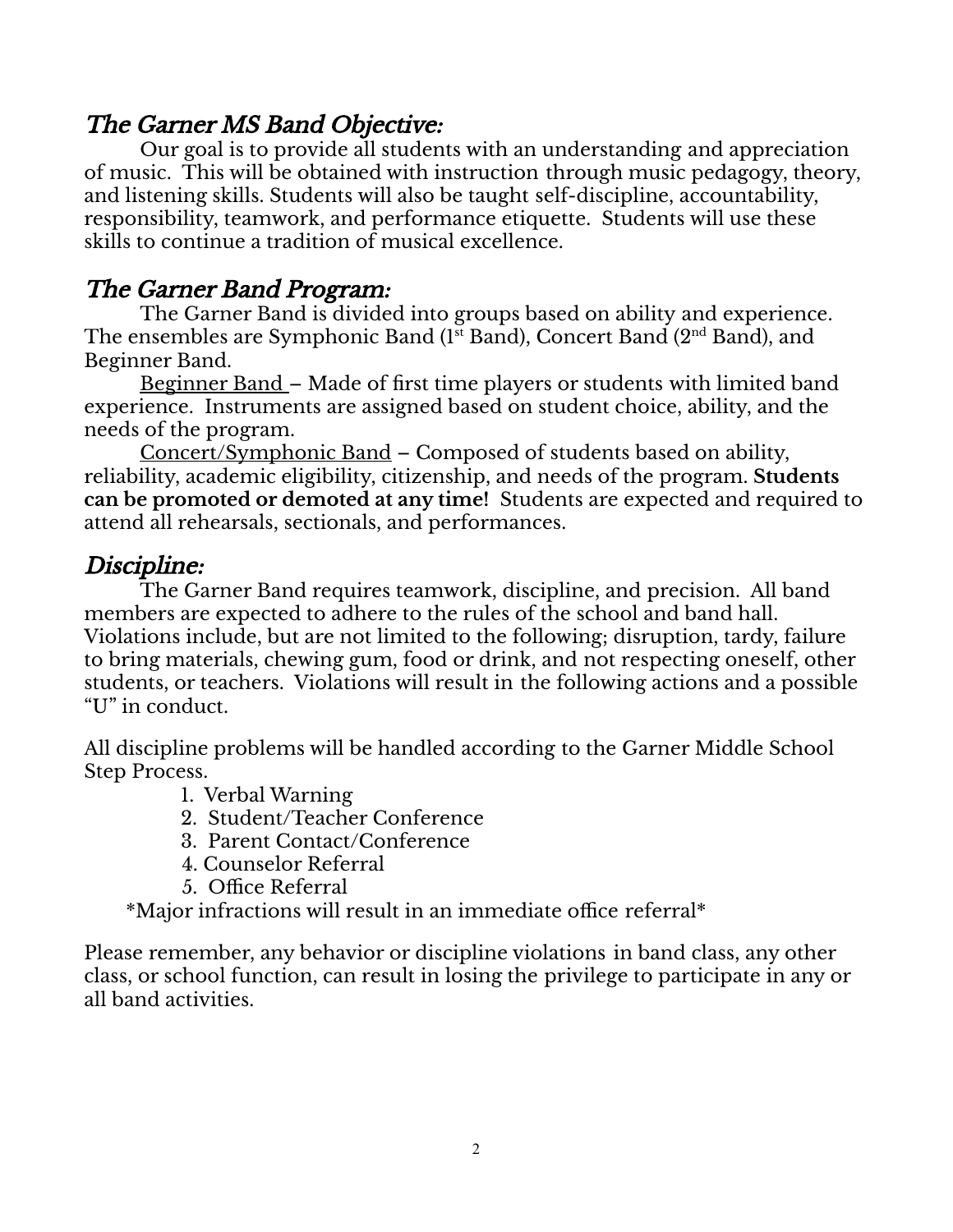## *The Garner MS Band Objective:*

Our goal is to provide all students with an understanding and appreciation of music. This will be obtained with instruction through music pedagogy, theory, and listening skills. Students will also be taught self-discipline, accountability, responsibility, teamwork, and performance etiquette. Students will use these skills to continue a tradition of musical excellence.

## *The Garner Band Program:*

The Garner Band is divided into groups based on ability and experience. The ensembles are Symphonic Band (1st Band), Concert Band (2nd Band), and Beginner Band.

<u>Beginner Band</u> – Made of first time players or students with limited band experience. Instruments are assigned based on student choice, ability, and the needs of the program.

<u>Concert/Symphonic Band</u> – Composed of students based on ability, reliability, academic eligibility, citizenship, and needs of the program. **Students can be promoted or demoted at any time!** Students are expected and required to attend all rehearsals, sectionals, and performances.

## *Discipline:*

The Garner Band requires teamwork, discipline, and precision. All band members are expected to adhere to the rules of the school and band hall. Violations include, but are not limited to the following; disruption, tardy, failure to bring materials, chewing gum, food or drink, and not respecting oneself, other students, or teachers. Violations will result in the following actions and a possible "U" in conduct.

All discipline problems will be handled according to the Garner Middle School Step Process.

1. Verbal Warning
2. Student/Teacher Conference
3. Parent Contact/Conference
4. Counselor Referral
5. Office Referral

*Major infractions will result in an immediate office referral*

Please remember, any behavior or discipline violations in band class, any other class, or school function, can result in losing the privilege to participate in any or all band activities.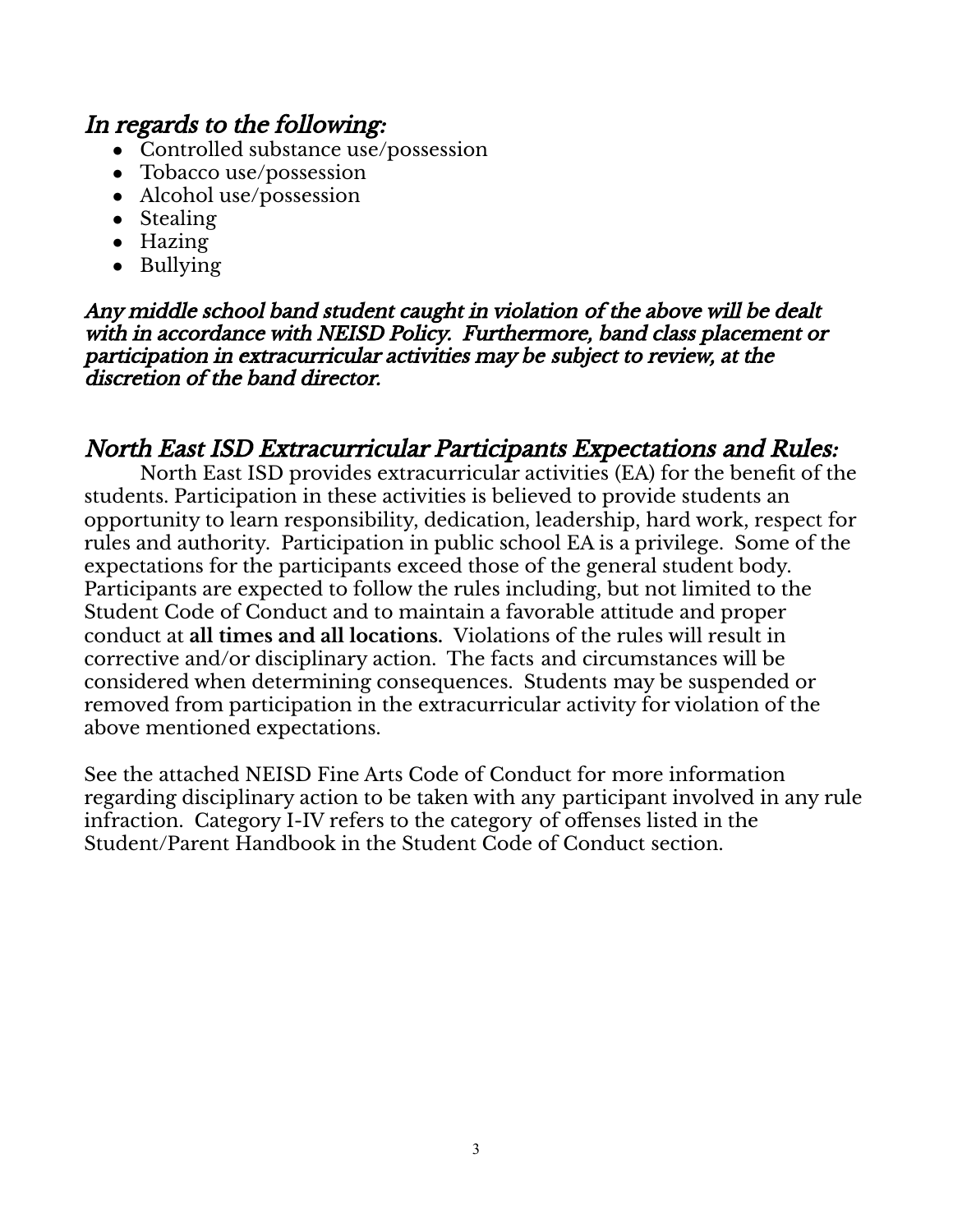## *In regards to the following:*

- Controlled substance use/possession
- Tobacco use/possession
- Alcohol use/possession
- Stealing
- Hazing
- Bullying

***Any middle school band student caught in violation of the above will be dealt with in accordance with NEISD Policy. Furthermore, band class placement or participation in extracurricular activities may be subject to review, at the discretion of the band director.***

## *North East ISD Extracurricular Participants Expectations and Rules:*

North East ISD provides extracurricular activities (EA) for the benefit of the students. Participation in these activities is believed to provide students an opportunity to learn responsibility, dedication, leadership, hard work, respect for rules and authority. Participation in public school EA is a privilege. Some of the expectations for the participants exceed those of the general student body. Participants are expected to follow the rules including, but not limited to the Student Code of Conduct and to maintain a favorable attitude and proper conduct at **all times and all locations.** Violations of the rules will result in corrective and/or disciplinary action. The facts and circumstances will be considered when determining consequences. Students may be suspended or removed from participation in the extracurricular activity for violation of the above mentioned expectations.

See the attached NEISD Fine Arts Code of Conduct for more information regarding disciplinary action to be taken with any participant involved in any rule infraction. Category I-IV refers to the category of offenses listed in the Student/Parent Handbook in the Student Code of Conduct section.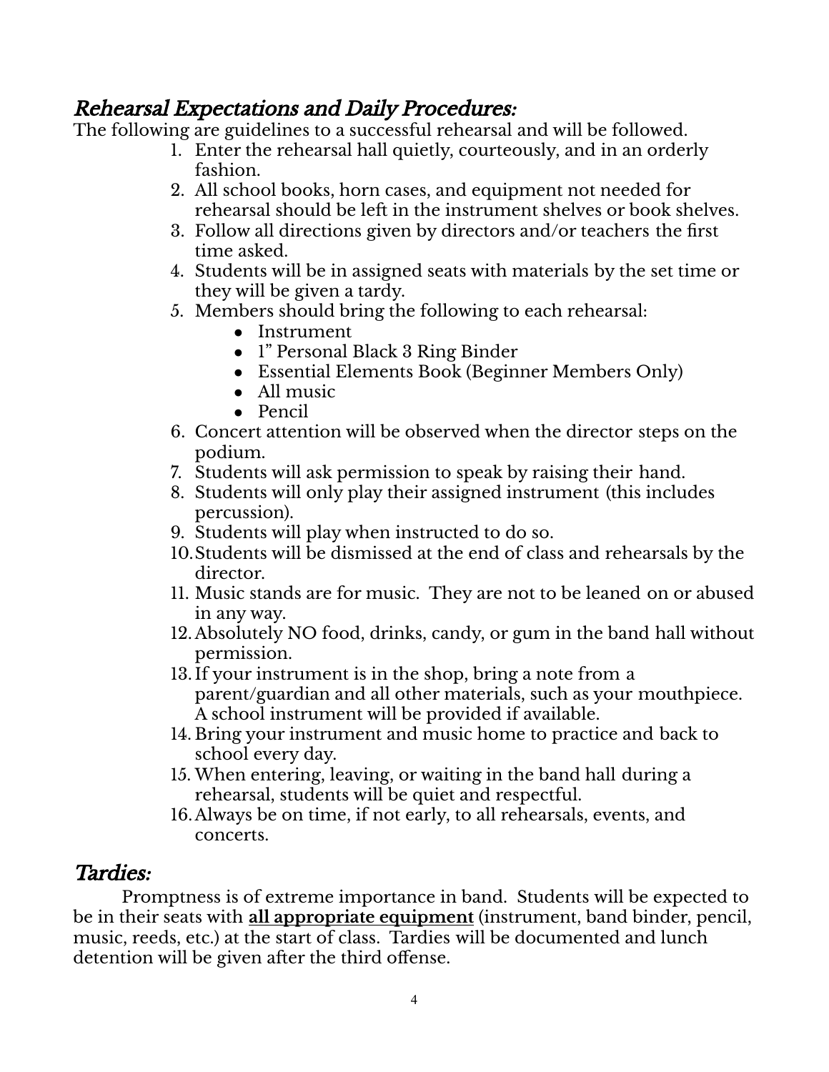## *Rehearsal Expectations and Daily Procedures:*

The following are guidelines to a successful rehearsal and will be followed.

1. Enter the rehearsal hall quietly, courteously, and in an orderly fashion.
2. All school books, horn cases, and equipment not needed for rehearsal should be left in the instrument shelves or book shelves.
3. Follow all directions given by directors and/or teachers the first time asked.
4. Students will be in assigned seats with materials by the set time or they will be given a tardy.
5. Members should bring the following to each rehearsal:
    - Instrument
    - 1" Personal Black 3 Ring Binder
    - Essential Elements Book (Beginner Members Only)
    - All music
    - Pencil
6. Concert attention will be observed when the director steps on the podium.
7. Students will ask permission to speak by raising their hand.
8. Students will only play their assigned instrument (this includes percussion).
9. Students will play when instructed to do so.
10. Students will be dismissed at the end of class and rehearsals by the director.
11. Music stands are for music. They are not to be leaned on or abused in any way.
12. Absolutely NO food, drinks, candy, or gum in the band hall without permission.
13. If your instrument is in the shop, bring a note from a parent/guardian and all other materials, such as your mouthpiece. A school instrument will be provided if available.
14. Bring your instrument and music home to practice and back to school every day.
15. When entering, leaving, or waiting in the band hall during a rehearsal, students will be quiet and respectful.
16. Always be on time, if not early, to all rehearsals, events, and concerts.

## *Tardies:*

Promptness is of extreme importance in band. Students will be expected to be in their seats with **<u>all appropriate equipment</u>** (instrument, band binder, pencil, music, reeds, etc.) at the start of class. Tardies will be documented and lunch detention will be given after the third offense.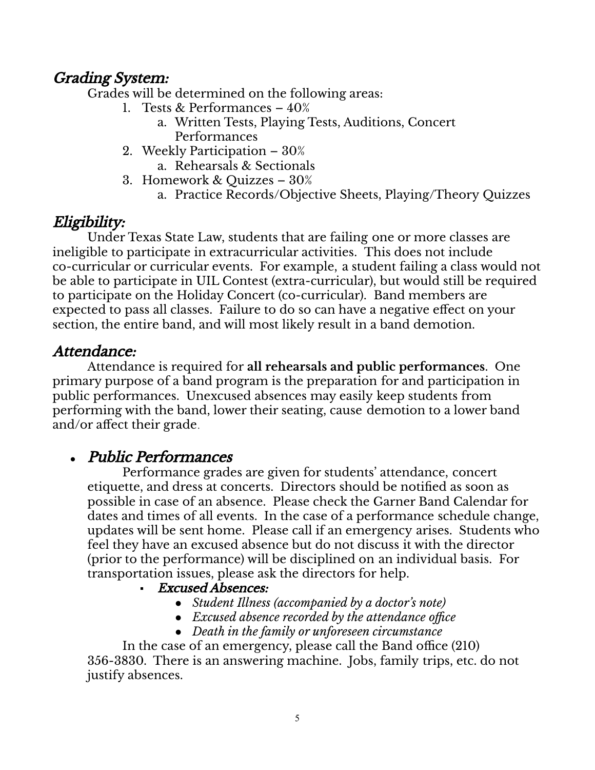## *Grading System:*

Grades will be determined on the following areas:

1. Tests & Performances – 40%
    a. Written Tests, Playing Tests, Auditions, Concert Performances
2. Weekly Participation – 30%
    a. Rehearsals & Sectionals
3. Homework & Quizzes – 30%
    a. Practice Records/Objective Sheets, Playing/Theory Quizzes

## *Eligibility:*

Under Texas State Law, students that are failing one or more classes are ineligible to participate in extracurricular activities. This does not include co-curricular or curricular events. For example, a student failing a class would not be able to participate in UIL Contest (extra-curricular), but would still be required to participate on the Holiday Concert (co-curricular). Band members are expected to pass all classes. Failure to do so can have a negative effect on your section, the entire band, and will most likely result in a band demotion.

## *Attendance:*

Attendance is required for **all rehearsals and public performances**. One primary purpose of a band program is the preparation for and participation in public performances. Unexcused absences may easily keep students from performing with the band, lower their seating, cause demotion to a lower band and/or affect their grade.

- ### *Public Performances*

    Performance grades are given for students' attendance, concert etiquette, and dress at concerts. Directors should be notified as soon as possible in case of an absence. Please check the Garner Band Calendar for dates and times of all events. In the case of a performance schedule change, updates will be sent home. Please call if an emergency arises. Students who feel they have an excused absence but do not discuss it with the director (prior to the performance) will be disciplined on an individual basis. For transportation issues, please ask the directors for help.

    - ***Excused Absences:***
        - *Student Illness (accompanied by a doctor's note)*
        - *Excused absence recorded by the attendance office*
        - *Death in the family or unforeseen circumstance*

    In the case of an emergency, please call the Band office (210) 356-3830. There is an answering machine. Jobs, family trips, etc. do not justify absences.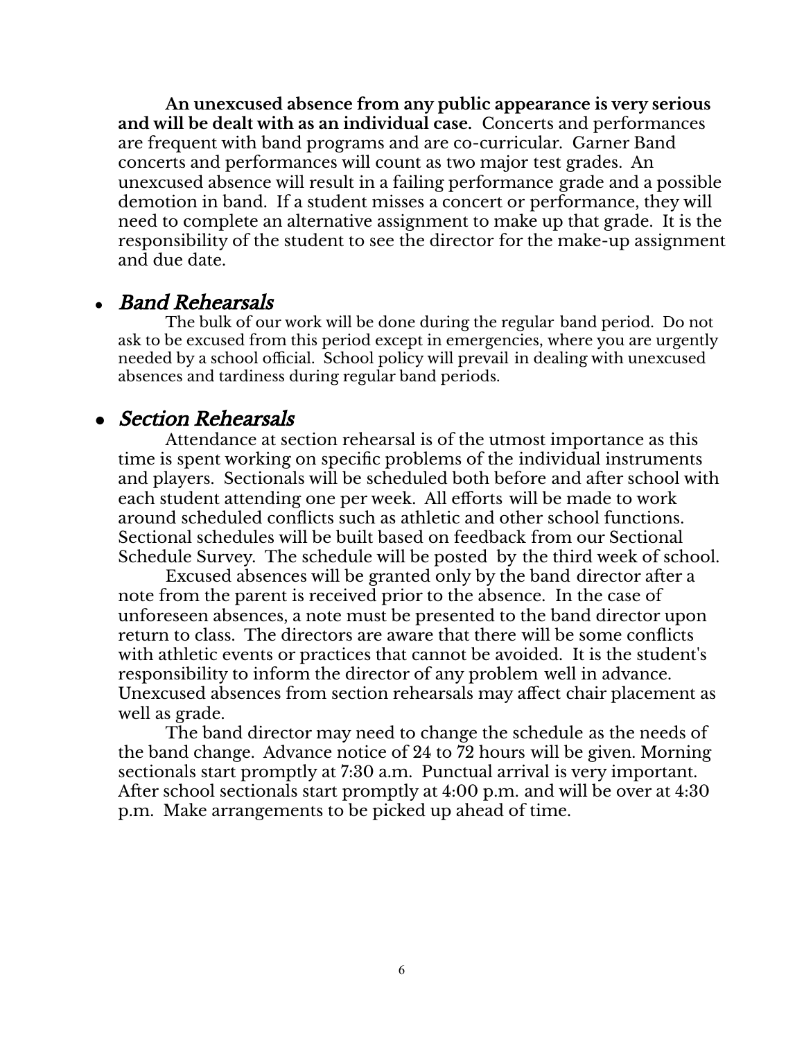**An unexcused absence from any public appearance is very serious and will be dealt with as an individual case.** Concerts and performances are frequent with band programs and are co-curricular. Garner Band concerts and performances will count as two major test grades. An unexcused absence will result in a failing performance grade and a possible demotion in band. If a student misses a concert or performance, they will need to complete an alternative assignment to make up that grade. It is the responsibility of the student to see the director for the make-up assignment and due date.

- ***Band Rehearsals***

  The bulk of our work will be done during the regular band period. Do not ask to be excused from this period except in emergencies, where you are urgently needed by a school official. School policy will prevail in dealing with unexcused absences and tardiness during regular band periods.

- ***Section Rehearsals***

  Attendance at section rehearsal is of the utmost importance as this time is spent working on specific problems of the individual instruments and players. Sectionals will be scheduled both before and after school with each student attending one per week. All efforts will be made to work around scheduled conflicts such as athletic and other school functions. Sectional schedules will be built based on feedback from our Sectional Schedule Survey. The schedule will be posted by the third week of school.

  Excused absences will be granted only by the band director after a note from the parent is received prior to the absence. In the case of unforeseen absences, a note must be presented to the band director upon return to class. The directors are aware that there will be some conflicts with athletic events or practices that cannot be avoided. It is the student's responsibility to inform the director of any problem well in advance. Unexcused absences from section rehearsals may affect chair placement as well as grade.

  The band director may need to change the schedule as the needs of the band change. Advance notice of 24 to 72 hours will be given. Morning sectionals start promptly at 7:30 a.m. Punctual arrival is very important. After school sectionals start promptly at 4:00 p.m. and will be over at 4:30 p.m. Make arrangements to be picked up ahead of time.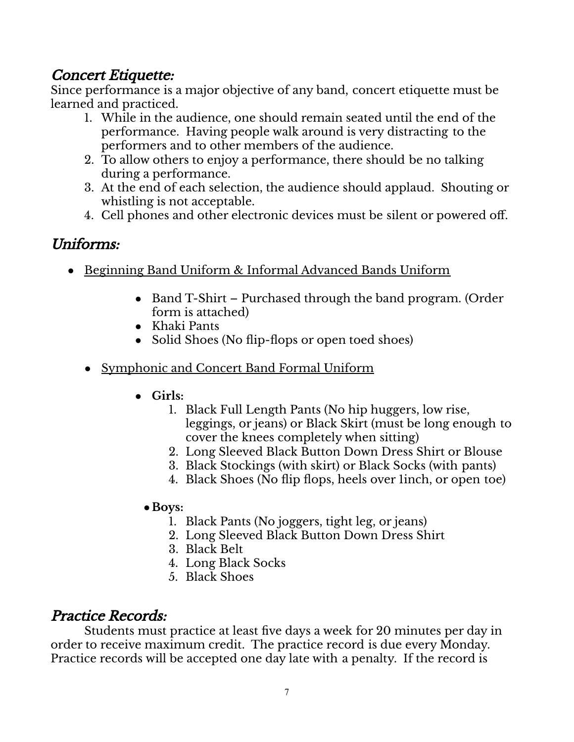## *Concert Etiquette:*

Since performance is a major objective of any band, concert etiquette must be learned and practiced.

1. While in the audience, one should remain seated until the end of the performance. Having people walk around is very distracting to the performers and to other members of the audience.
2. To allow others to enjoy a performance, there should be no talking during a performance.
3. At the end of each selection, the audience should applaud. Shouting or whistling is not acceptable.
4. Cell phones and other electronic devices must be silent or powered off.

## *Uniforms:*

- <u>Beginning Band Uniform & Informal Advanced Bands Uniform</u>
    - Band T-Shirt – Purchased through the band program. (Order form is attached)
    - Khaki Pants
    - Solid Shoes (No flip-flops or open toed shoes)
- <u>Symphonic and Concert Band Formal Uniform</u>
    - **Girls:**
        1. Black Full Length Pants (No hip huggers, low rise, leggings, or jeans) or Black Skirt (must be long enough to cover the knees completely when sitting)
        2. Long Sleeved Black Button Down Dress Shirt or Blouse
        3. Black Stockings (with skirt) or Black Socks (with pants)
        4. Black Shoes (No flip flops, heels over 1inch, or open toe)
    - **Boys:**
        1. Black Pants (No joggers, tight leg, or jeans)
        2. Long Sleeved Black Button Down Dress Shirt
        3. Black Belt
        4. Long Black Socks
        5. Black Shoes

## *Practice Records:*

Students must practice at least five days a week for 20 minutes per day in order to receive maximum credit. The practice record is due every Monday. Practice records will be accepted one day late with a penalty. If the record is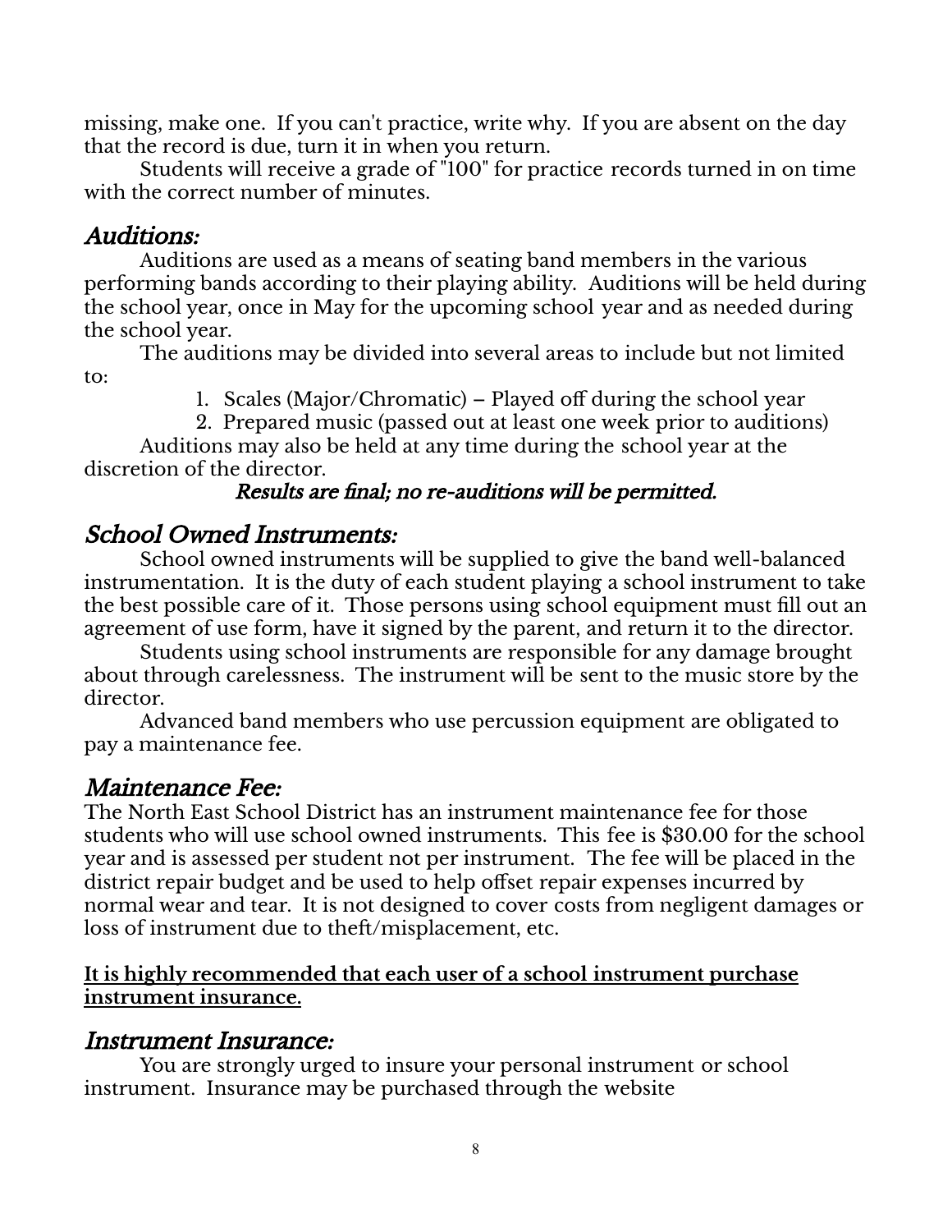missing, make one. If you can't practice, write why. If you are absent on the day that the record is due, turn it in when you return.

Students will receive a grade of "100" for practice records turned in on time with the correct number of minutes.

## *Auditions:*

Auditions are used as a means of seating band members in the various performing bands according to their playing ability. Auditions will be held during the school year, once in May for the upcoming school year and as needed during the school year.

The auditions may be divided into several areas to include but not limited to:

1. Scales (Major/Chromatic) – Played off during the school year
2. Prepared music (passed out at least one week prior to auditions)

Auditions may also be held at any time during the school year at the discretion of the director.

***Results are final; no re-auditions will be permitted.***

## *School Owned Instruments:*

School owned instruments will be supplied to give the band well-balanced instrumentation. It is the duty of each student playing a school instrument to take the best possible care of it. Those persons using school equipment must fill out an agreement of use form, have it signed by the parent, and return it to the director.

Students using school instruments are responsible for any damage brought about through carelessness. The instrument will be sent to the music store by the director.

Advanced band members who use percussion equipment are obligated to pay a maintenance fee.

## *Maintenance Fee:*

The North East School District has an instrument maintenance fee for those students who will use school owned instruments. This fee is $30.00 for the school year and is assessed per student not per instrument. The fee will be placed in the district repair budget and be used to help offset repair expenses incurred by normal wear and tear. It is not designed to cover costs from negligent damages or loss of instrument due to theft/misplacement, etc.

**It is highly recommended that each user of a school instrument purchase instrument insurance.**

## *Instrument Insurance:*

You are strongly urged to insure your personal instrument or school instrument. Insurance may be purchased through the website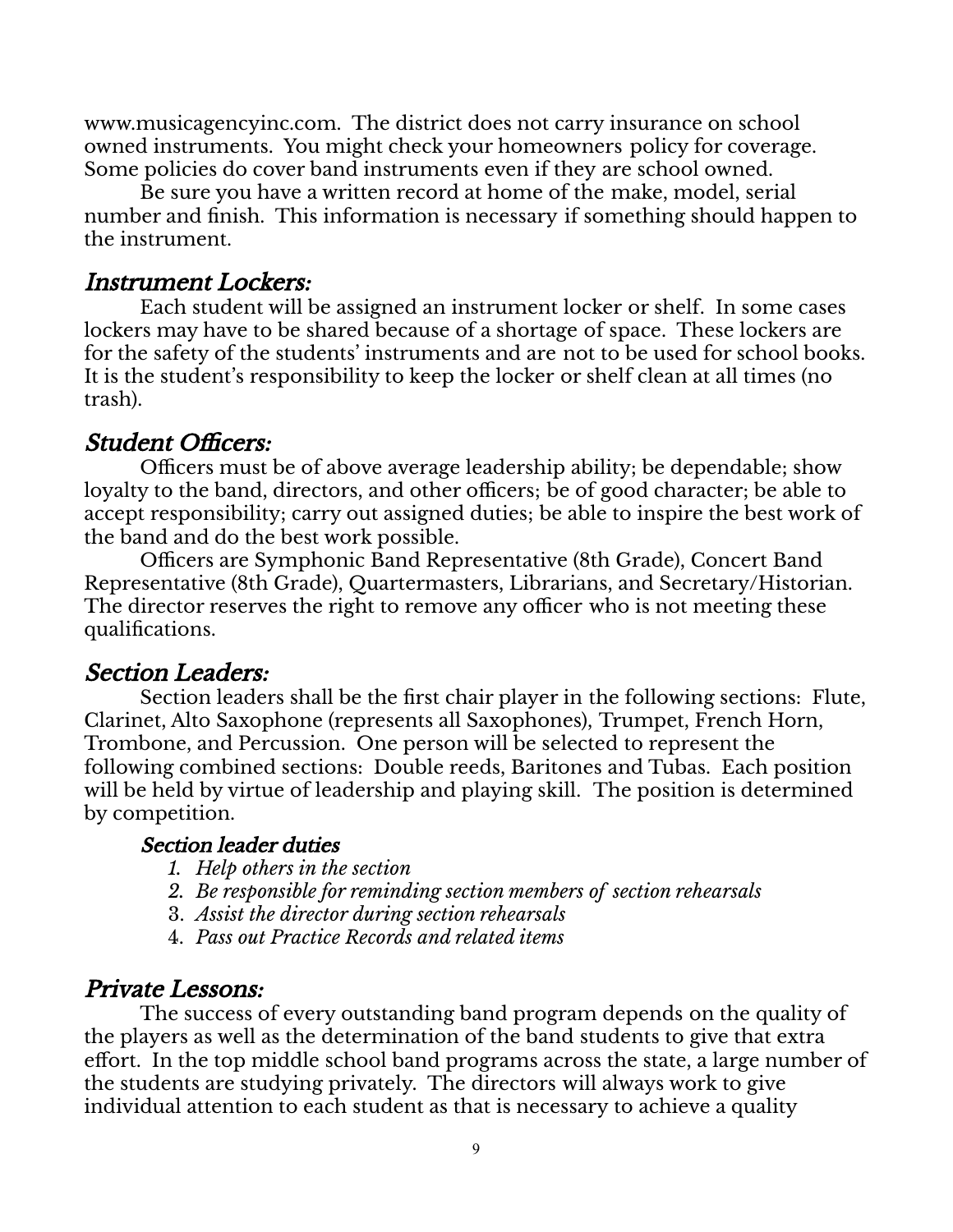www.musicagencyinc.com. The district does not carry insurance on school owned instruments. You might check your homeowners policy for coverage. Some policies do cover band instruments even if they are school owned.

Be sure you have a written record at home of the make, model, serial number and finish. This information is necessary if something should happen to the instrument.

## *Instrument Lockers:*

Each student will be assigned an instrument locker or shelf. In some cases lockers may have to be shared because of a shortage of space. These lockers are for the safety of the students' instruments and are not to be used for school books. It is the student's responsibility to keep the locker or shelf clean at all times (no trash).

## *Student Officers:*

Officers must be of above average leadership ability; be dependable; show loyalty to the band, directors, and other officers; be of good character; be able to accept responsibility; carry out assigned duties; be able to inspire the best work of the band and do the best work possible.

Officers are Symphonic Band Representative (8th Grade), Concert Band Representative (8th Grade), Quartermasters, Librarians, and Secretary/Historian. The director reserves the right to remove any officer who is not meeting these qualifications.

## *Section Leaders:*

Section leaders shall be the first chair player in the following sections: Flute, Clarinet, Alto Saxophone (represents all Saxophones), Trumpet, French Horn, Trombone, and Percussion. One person will be selected to represent the following combined sections: Double reeds, Baritones and Tubas. Each position will be held by virtue of leadership and playing skill. The position is determined by competition.

### *Section leader duties*

1. *Help others in the section*
2. *Be responsible for reminding section members of section rehearsals*
3. *Assist the director during section rehearsals*
4. *Pass out Practice Records and related items*

## *Private Lessons:*

The success of every outstanding band program depends on the quality of the players as well as the determination of the band students to give that extra effort. In the top middle school band programs across the state, a large number of the students are studying privately. The directors will always work to give individual attention to each student as that is necessary to achieve a quality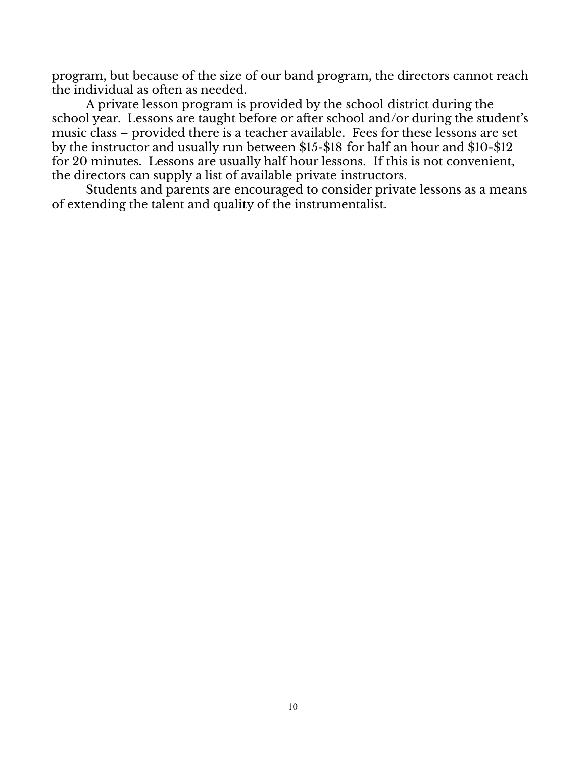program, but because of the size of our band program, the directors cannot reach the individual as often as needed.

A private lesson program is provided by the school district during the school year. Lessons are taught before or after school and/or during the student's music class – provided there is a teacher available. Fees for these lessons are set by the instructor and usually run between $15-$18 for half an hour and $10-$12 for 20 minutes. Lessons are usually half hour lessons. If this is not convenient, the directors can supply a list of available private instructors.

Students and parents are encouraged to consider private lessons as a means of extending the talent and quality of the instrumentalist.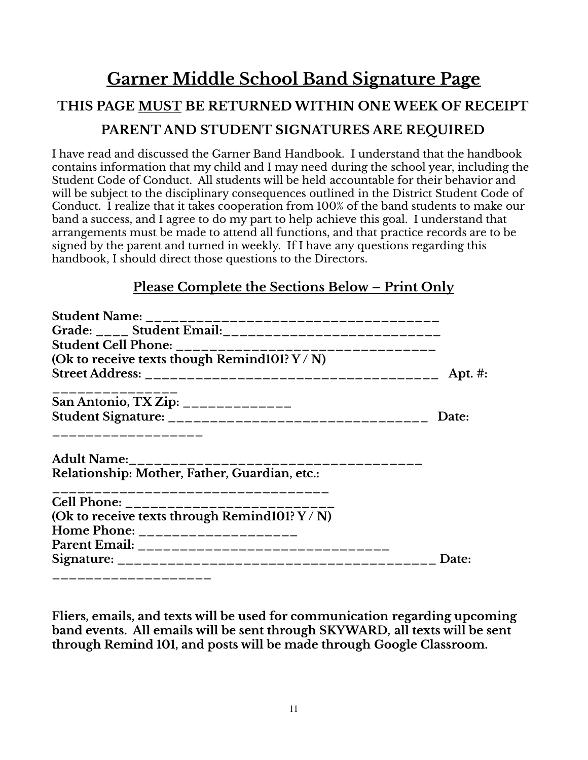# Garner Middle School Band Signature Page

**THIS PAGE MUST BE RETURNED WITHIN ONE WEEK OF RECEIPT**

**PARENT AND STUDENT SIGNATURES ARE REQUIRED**

I have read and discussed the Garner Band Handbook. I understand that the handbook contains information that my child and I may need during the school year, including the Student Code of Conduct. All students will be held accountable for their behavior and will be subject to the disciplinary consequences outlined in the District Student Code of Conduct. I realize that it takes cooperation from 100% of the band students to make our band a success, and I agree to do my part to help achieve this goal. I understand that arrangements must be made to attend all functions, and that practice records are to be signed by the parent and turned in weekly. If I have any questions regarding this handbook, I should direct those questions to the Directors.

## Please Complete the Sections Below – Print Only

**Student Name: ______________________________________**
**Grade: ____ Student Email:____________________________**
**Student Cell Phone: __________________________________**
**(Ok to receive texts though Remind101? Y / N)**
**Street Address: _____________________________________ Apt. #: ________________**
**San Antonio, TX Zip: ______________**
**Student Signature: __________________________________ Date: __________________**

**Adult Name:_______________________________________**
**Relationship: Mother, Father, Guardian, etc.: ___________________________________**
**Cell Phone: ___________________________**
**(Ok to receive texts through Remind101? Y / N)**
**Home Phone: ____________________**
**Parent Email: _______________________________**
**Signature: ________________________________________ Date: ___________________**

**Fliers, emails, and texts will be used for communication regarding upcoming band events. All emails will be sent through SKYWARD, all texts will be sent through Remind 101, and posts will be made through Google Classroom.**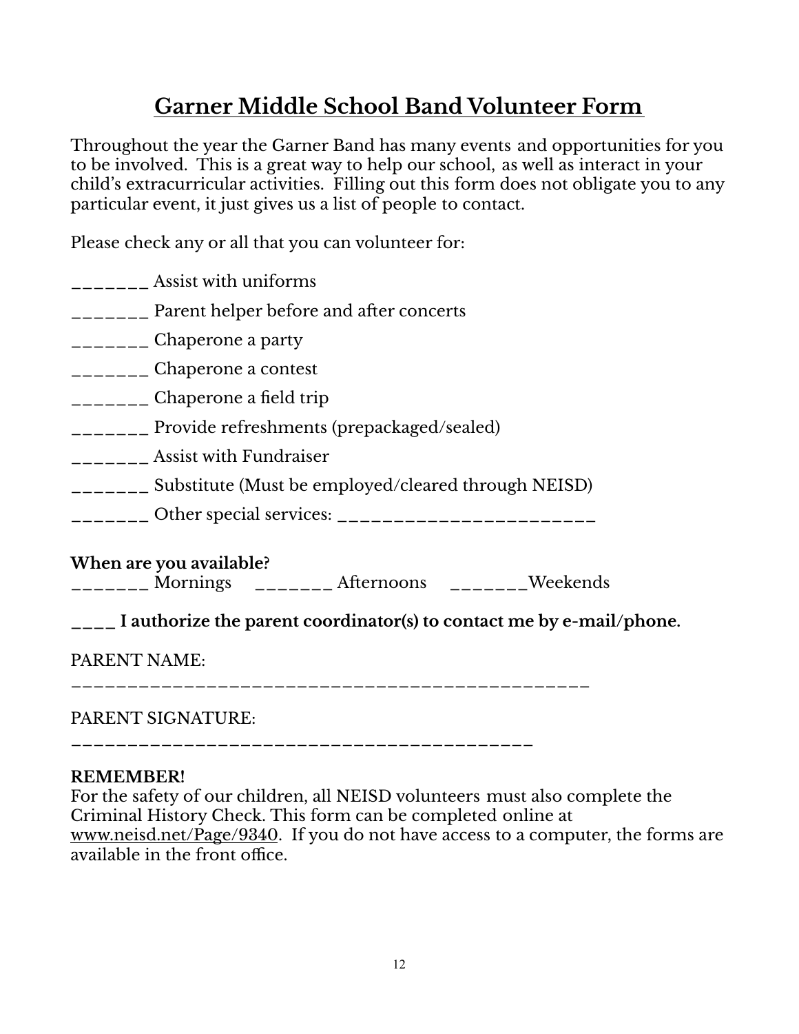# Garner Middle School Band Volunteer Form

Throughout the year the Garner Band has many events and opportunities for you to be involved. This is a great way to help our school, as well as interact in your child's extracurricular activities. Filling out this form does not obligate you to any particular event, it just gives us a list of people to contact.

Please check any or all that you can volunteer for:

_______ Assist with uniforms

_______ Parent helper before and after concerts

_______ Chaperone a party

_______ Chaperone a contest

_______ Chaperone a field trip

_______ Provide refreshments (prepackaged/sealed)

_______ Assist with Fundraiser

_______ Substitute (Must be employed/cleared through NEISD)

_______ Other special services: ________________________

**When are you available?**

_______ Mornings _______ Afternoons _______Weekends

**____ I authorize the parent coordinator(s) to contact me by e-mail/phone.**

PARENT NAME:

_______________________________________________

PARENT SIGNATURE:

__________________________________________

**REMEMBER!**

For the safety of our children, all NEISD volunteers must also complete the Criminal History Check. This form can be completed online at www.neisd.net/Page/9340. If you do not have access to a computer, the forms are available in the front office.